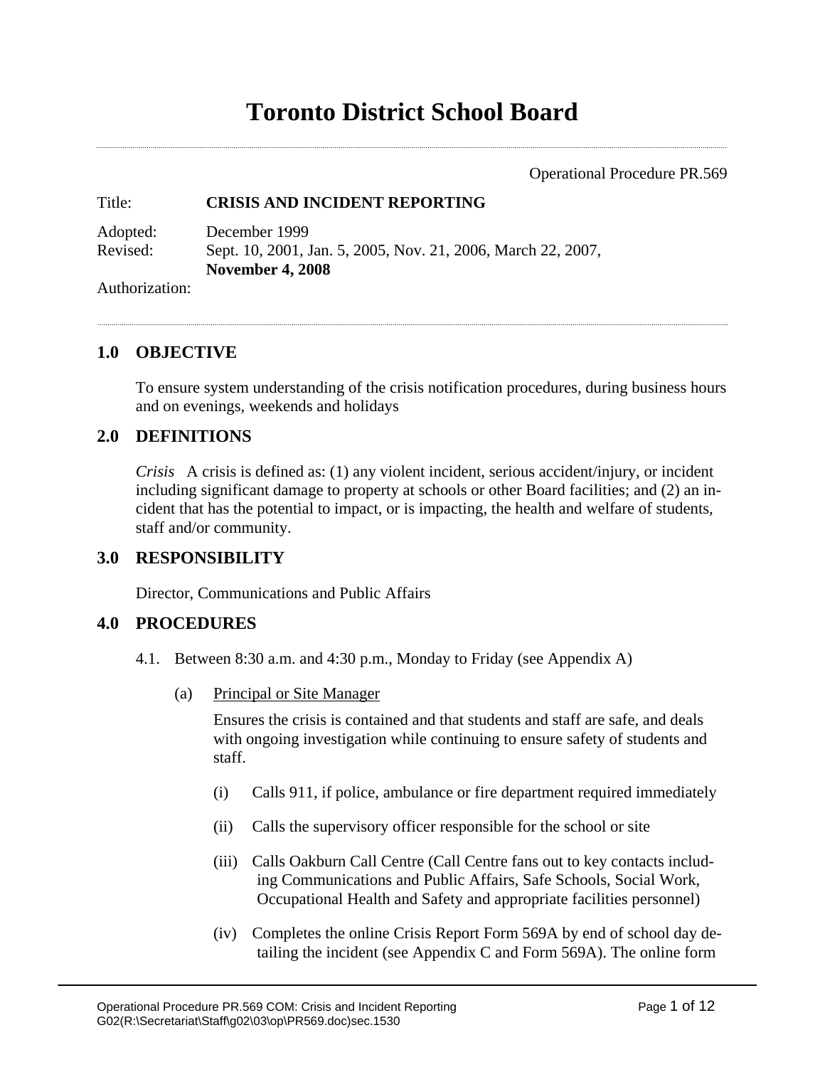# Toronto District School Board

Operational Procedure PR.569

Title: **CRISIS AND INCIDENT REPORTING**

Adopted: December 1999

Revised: Sept. 10, 2001, Jan. 5, 2005, Nov. 21, 2006, March 22, 2007, **November 4, 2008**

Authorization:

## 1.0 OBJECTIVE

To ensure system understanding of the crisis notification procedures, during business hours and on evenings, weekends and holidays

## 2.0 DEFINITIONS

*Crisis* A crisis is defined as: (1) any violent incident, serious accident/injury, or incident including significant damage to property at schools or other Board facilities; and (2) an incident that has the potential to impact, or is impacting, the health and welfare of students, staff and/or community.

## 3.0 RESPONSIBILITY

Director, Communications and Public Affairs

## 4.0 PROCEDURES

4.1. Between 8:30 a.m. and 4:30 p.m., Monday to Friday (see Appendix A)

(a) Principal or Site Manager

Ensures the crisis is contained and that students and staff are safe, and deals with ongoing investigation while continuing to ensure safety of students and staff.

(i) Calls 911, if police, ambulance or fire department required immediately

(ii) Calls the supervisory officer responsible for the school or site

(iii) Calls Oakburn Call Centre (Call Centre fans out to key contacts including Communications and Public Affairs, Safe Schools, Social Work, Occupational Health and Safety and appropriate facilities personnel)

(iv) Completes the online Crisis Report Form 569A by end of school day detailing the incident (see Appendix C and Form 569A). The online form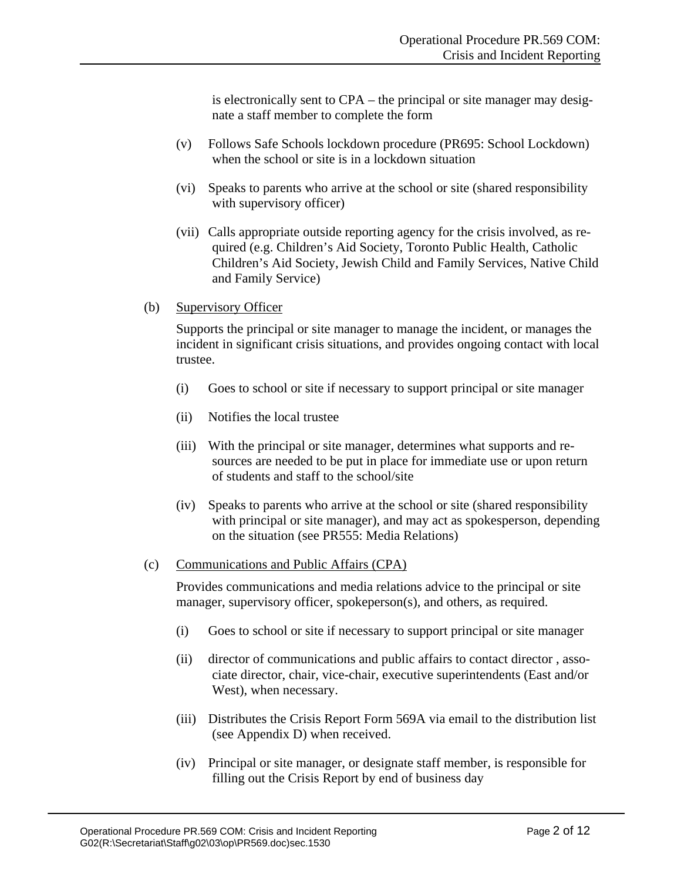is electronically sent to CPA – the principal or site manager may designate a staff member to complete the form

(v) Follows Safe Schools lockdown procedure (PR695: School Lockdown) when the school or site is in a lockdown situation

(vi) Speaks to parents who arrive at the school or site (shared responsibility with supervisory officer)

(vii) Calls appropriate outside reporting agency for the crisis involved, as required (e.g. Children's Aid Society, Toronto Public Health, Catholic Children's Aid Society, Jewish Child and Family Services, Native Child and Family Service)

(b) <u>Supervisory Officer</u>

Supports the principal or site manager to manage the incident, or manages the incident in significant crisis situations, and provides ongoing contact with local trustee.

(i) Goes to school or site if necessary to support principal or site manager

(ii) Notifies the local trustee

(iii) With the principal or site manager, determines what supports and resources are needed to be put in place for immediate use or upon return of students and staff to the school/site

(iv) Speaks to parents who arrive at the school or site (shared responsibility with principal or site manager), and may act as spokesperson, depending on the situation (see PR555: Media Relations)

(c) <u>Communications and Public Affairs (CPA)</u>

Provides communications and media relations advice to the principal or site manager, supervisory officer, spokeperson(s), and others, as required.

(i) Goes to school or site if necessary to support principal or site manager

(ii) director of communications and public affairs to contact director , associate director, chair, vice-chair, executive superintendents (East and/or West), when necessary.

(iii) Distributes the Crisis Report Form 569A via email to the distribution list (see Appendix D) when received.

(iv) Principal or site manager, or designate staff member, is responsible for filling out the Crisis Report by end of business day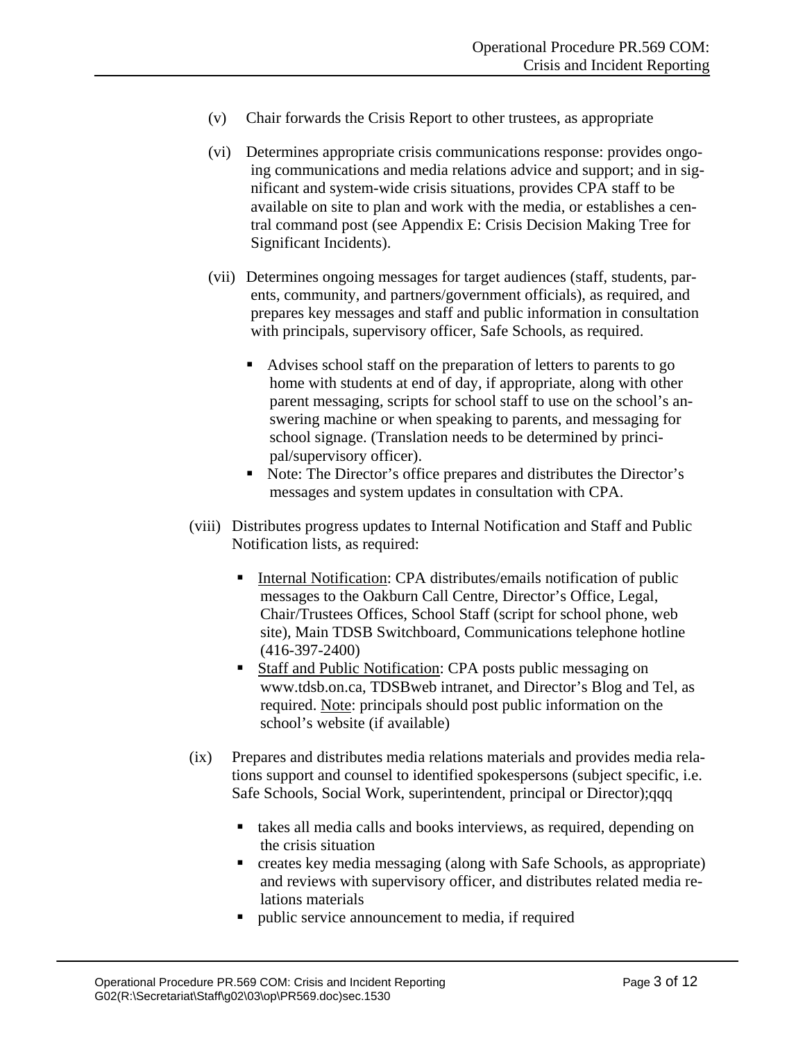(v) Chair forwards the Crisis Report to other trustees, as appropriate

(vi) Determines appropriate crisis communications response: provides ongoing communications and media relations advice and support; and in significant and system-wide crisis situations, provides CPA staff to be available on site to plan and work with the media, or establishes a central command post (see Appendix E: Crisis Decision Making Tree for Significant Incidents).

(vii) Determines ongoing messages for target audiences (staff, students, parents, community, and partners/government officials), as required, and prepares key messages and staff and public information in consultation with principals, supervisory officer, Safe Schools, as required.

- Advises school staff on the preparation of letters to parents to go home with students at end of day, if appropriate, along with other parent messaging, scripts for school staff to use on the school's answering machine or when speaking to parents, and messaging for school signage. (Translation needs to be determined by principal/supervisory officer).
- Note: The Director's office prepares and distributes the Director's messages and system updates in consultation with CPA.

(viii) Distributes progress updates to Internal Notification and Staff and Public Notification lists, as required:

- <u>Internal Notification</u>: CPA distributes/emails notification of public messages to the Oakburn Call Centre, Director's Office, Legal, Chair/Trustees Offices, School Staff (script for school phone, web site), Main TDSB Switchboard, Communications telephone hotline (416-397-2400)
- <u>Staff and Public Notification</u>: CPA posts public messaging on www.tdsb.on.ca, TDSBweb intranet, and Director's Blog and Tel, as required. <u>Note</u>: principals should post public information on the school's website (if available)

(ix) Prepares and distributes media relations materials and provides media relations support and counsel to identified spokespersons (subject specific, i.e. Safe Schools, Social Work, superintendent, principal or Director);qqq

- takes all media calls and books interviews, as required, depending on the crisis situation
- creates key media messaging (along with Safe Schools, as appropriate) and reviews with supervisory officer, and distributes related media relations materials
- public service announcement to media, if required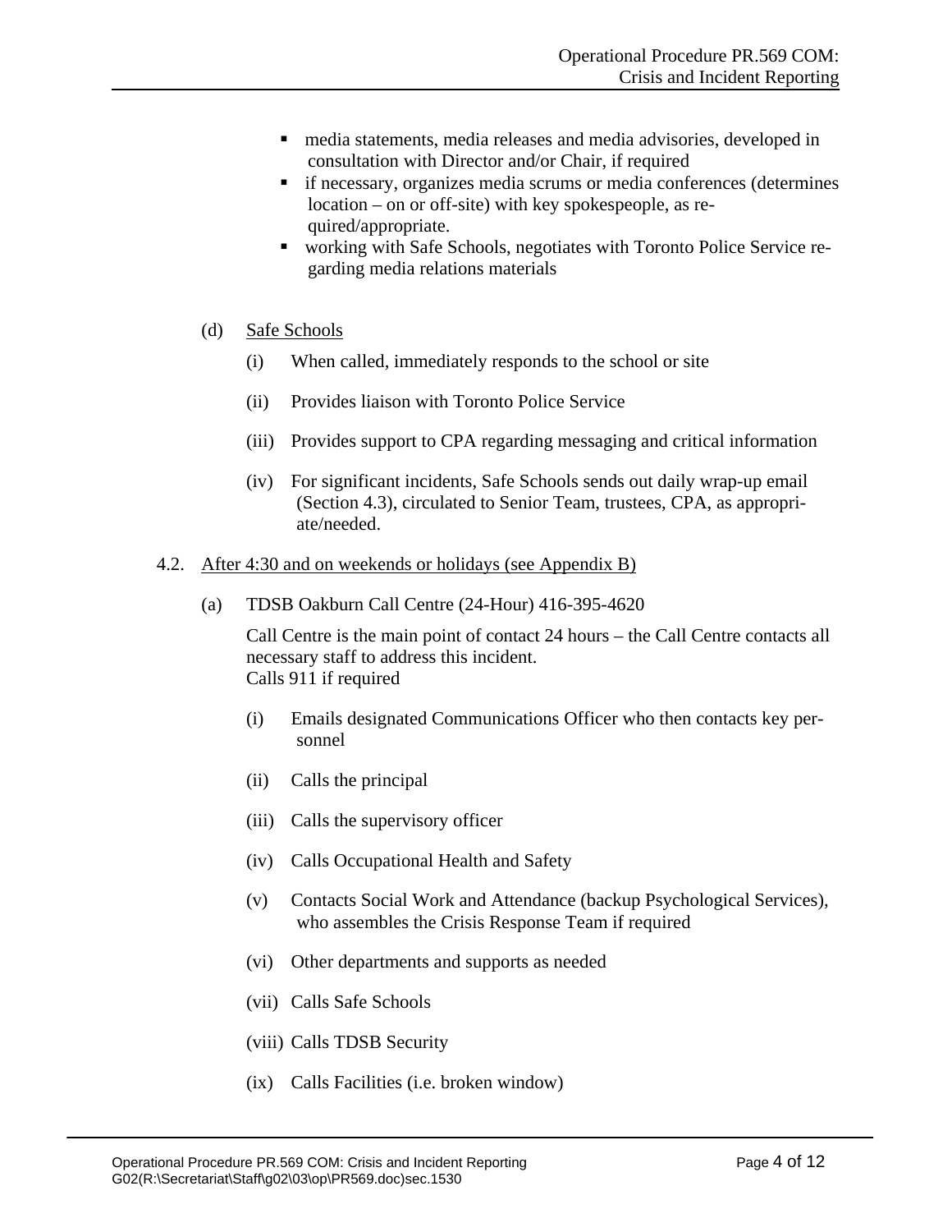- media statements, media releases and media advisories, developed in consultation with Director and/or Chair, if required
- if necessary, organizes media scrums or media conferences (determines location – on or off-site) with key spokespeople, as required/appropriate.
- working with Safe Schools, negotiates with Toronto Police Service regarding media relations materials

(d) Safe Schools

(i) When called, immediately responds to the school or site

(ii) Provides liaison with Toronto Police Service

(iii) Provides support to CPA regarding messaging and critical information

(iv) For significant incidents, Safe Schools sends out daily wrap-up email (Section 4.3), circulated to Senior Team, trustees, CPA, as appropriate/needed.

4.2. After 4:30 and on weekends or holidays (see Appendix B)

(a) TDSB Oakburn Call Centre (24-Hour) 416-395-4620

Call Centre is the main point of contact 24 hours – the Call Centre contacts all necessary staff to address this incident.
Calls 911 if required

(i) Emails designated Communications Officer who then contacts key personnel

(ii) Calls the principal

(iii) Calls the supervisory officer

(iv) Calls Occupational Health and Safety

(v) Contacts Social Work and Attendance (backup Psychological Services), who assembles the Crisis Response Team if required

(vi) Other departments and supports as needed

(vii) Calls Safe Schools

(viii) Calls TDSB Security

(ix) Calls Facilities (i.e. broken window)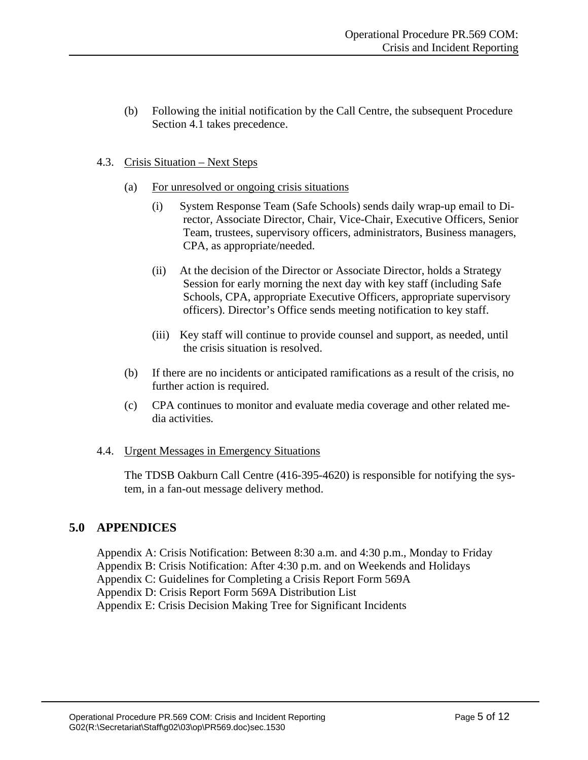(b) Following the initial notification by the Call Centre, the subsequent Procedure Section 4.1 takes precedence.

4.3. Crisis Situation – Next Steps

(a) For unresolved or ongoing crisis situations

(i) System Response Team (Safe Schools) sends daily wrap-up email to Director, Associate Director, Chair, Vice-Chair, Executive Officers, Senior Team, trustees, supervisory officers, administrators, Business managers, CPA, as appropriate/needed.

(ii) At the decision of the Director or Associate Director, holds a Strategy Session for early morning the next day with key staff (including Safe Schools, CPA, appropriate Executive Officers, appropriate supervisory officers). Director's Office sends meeting notification to key staff.

(iii) Key staff will continue to provide counsel and support, as needed, until the crisis situation is resolved.

(b) If there are no incidents or anticipated ramifications as a result of the crisis, no further action is required.

(c) CPA continues to monitor and evaluate media coverage and other related media activities.

4.4. Urgent Messages in Emergency Situations

The TDSB Oakburn Call Centre (416-395-4620) is responsible for notifying the system, in a fan-out message delivery method.

## 5.0 APPENDICES

Appendix A: Crisis Notification: Between 8:30 a.m. and 4:30 p.m., Monday to Friday
Appendix B: Crisis Notification: After 4:30 p.m. and on Weekends and Holidays
Appendix C: Guidelines for Completing a Crisis Report Form 569A
Appendix D: Crisis Report Form 569A Distribution List
Appendix E: Crisis Decision Making Tree for Significant Incidents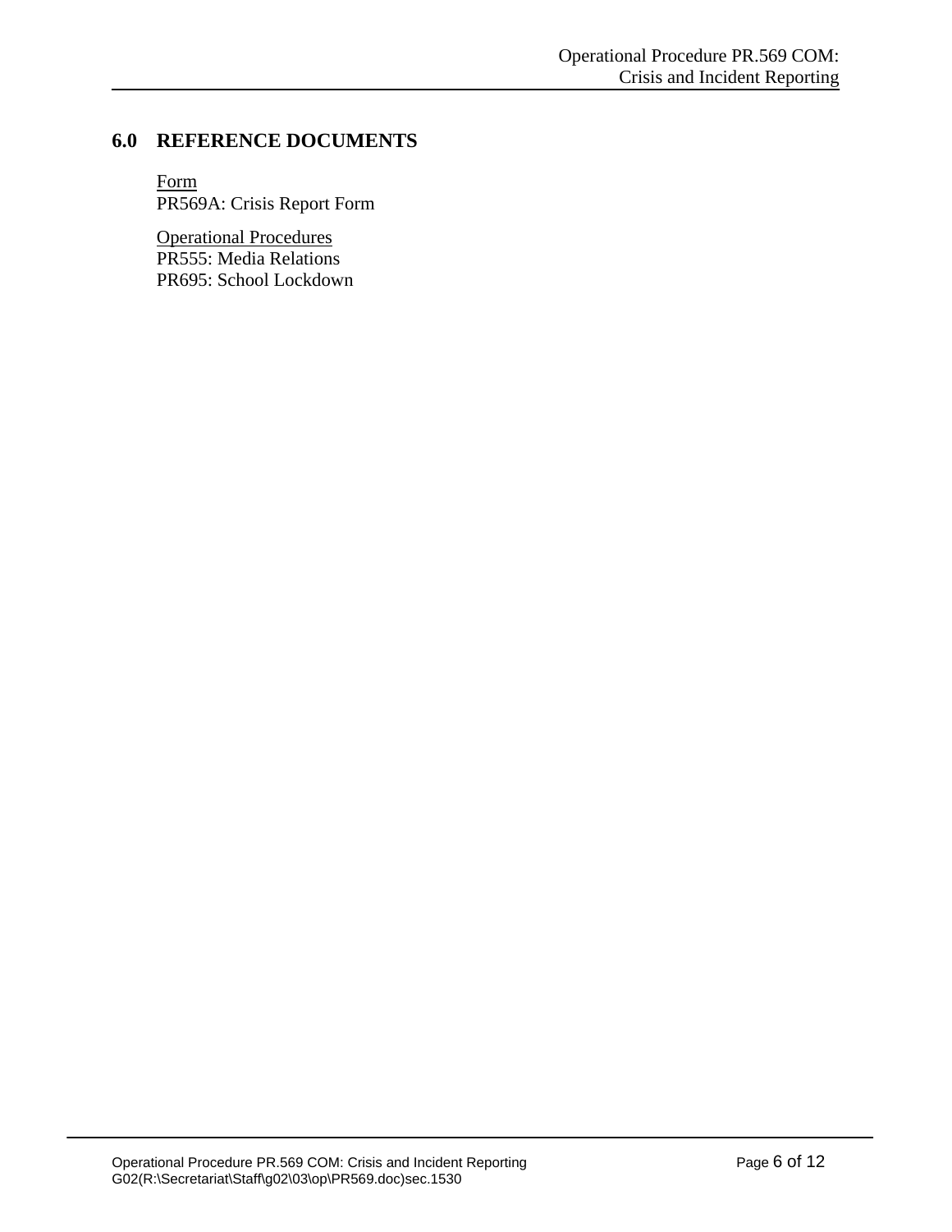## 6.0 REFERENCE DOCUMENTS

Form
PR569A: Crisis Report Form

Operational Procedures
PR555: Media Relations
PR695: School Lockdown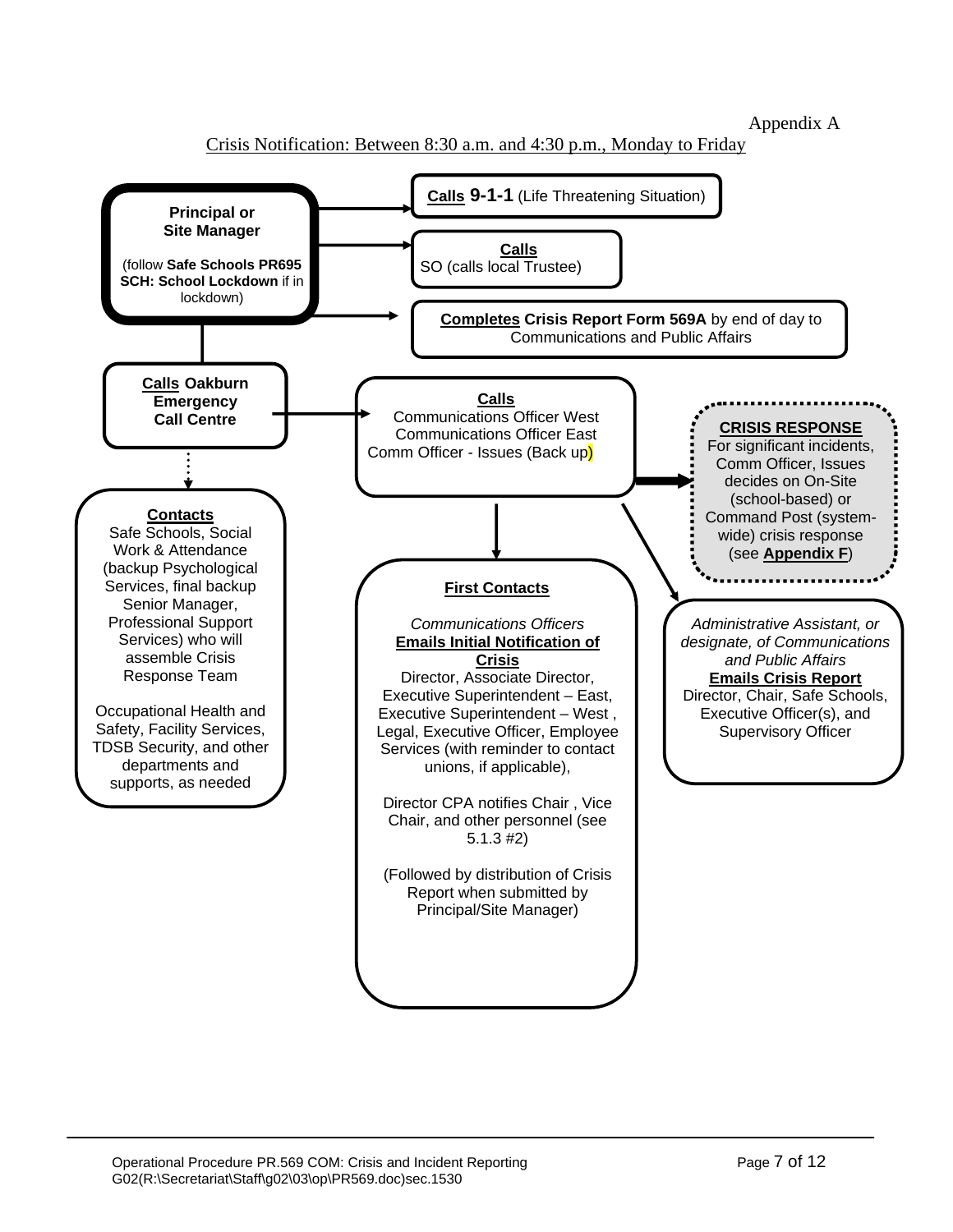Appendix A

Crisis Notification: Between 8:30 a.m. and 4:30 p.m., Monday to Friday

**Principal or Site Manager**

(follow **Safe Schools PR695 SCH: School Lockdown** if in lockdown)

**Calls 9-1-1** (Life Threatening Situation)

**Calls**
SO (calls local Trustee)

**Completes Crisis Report Form 569A** by end of day to Communications and Public Affairs

**Calls Oakburn Emergency Call Centre**

**Calls**
Communications Officer West
Communications Officer East
Comm Officer - Issues (Back up)

**CRISIS RESPONSE**
For significant incidents, Comm Officer, Issues decides on On-Site (school-based) or Command Post (system-wide) crisis response (see **Appendix F**)

**Contacts**
Safe Schools, Social Work & Attendance (backup Psychological Services, final backup Senior Manager, Professional Support Services) who will assemble Crisis Response Team

Occupational Health and Safety, Facility Services, TDSB Security, and other departments and supports, as needed

**First Contacts**

*Communications Officers*
**Emails Initial Notification of Crisis**
Director, Associate Director, Executive Superintendent – East, Executive Superintendent – West , Legal, Executive Officer, Employee Services (with reminder to contact unions, if applicable),

Director CPA notifies Chair , Vice Chair, and other personnel (see 5.1.3 #2)

(Followed by distribution of Crisis Report when submitted by Principal/Site Manager)

*Administrative Assistant, or designate, of Communications and Public Affairs*
**Emails Crisis Report**
Director, Chair, Safe Schools, Executive Officer(s), and Supervisory Officer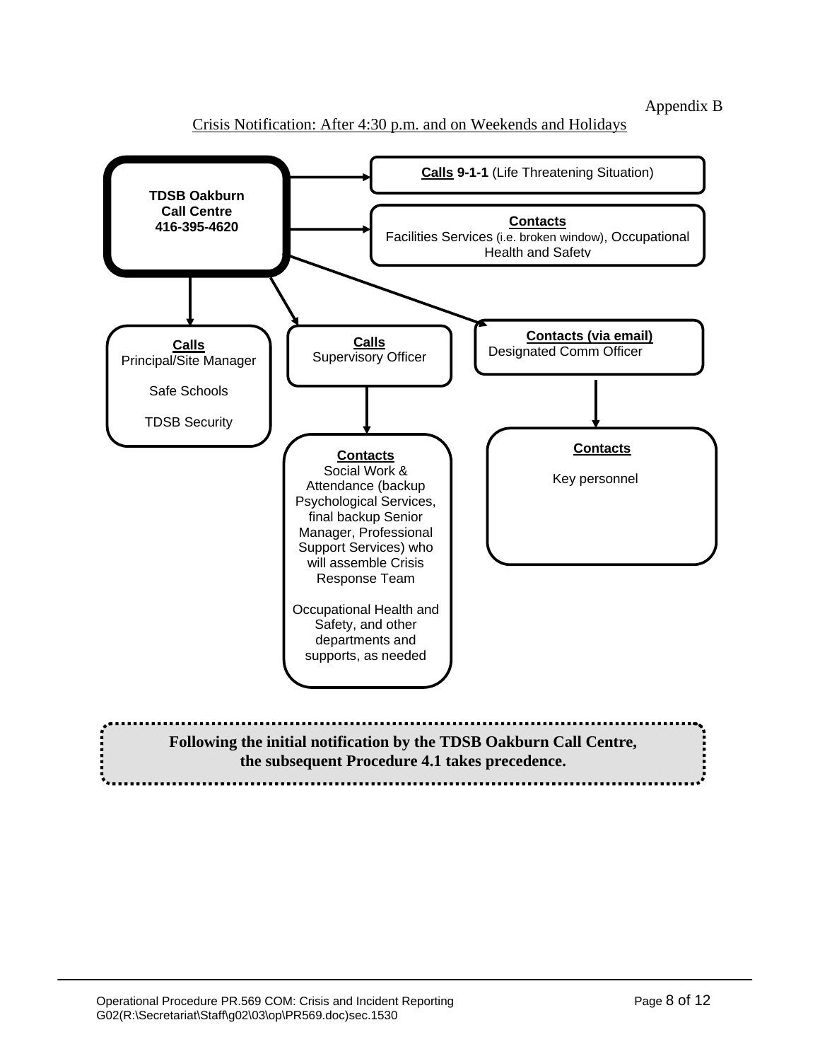Appendix B

Crisis Notification: After 4:30 p.m. and on Weekends and Holidays

**TDSB Oakburn Call Centre 416-395-4620**

**Calls 9-1-1** (Life Threatening Situation)

**Contacts**
Facilities Services (i.e. broken window), Occupational Health and Safety

**Calls**
Principal/Site Manager

Safe Schools

TDSB Security

**Calls**
Supervisory Officer

**Contacts**
Social Work & Attendance (backup Psychological Services, final backup Senior Manager, Professional Support Services) who will assemble Crisis Response Team

Occupational Health and Safety, and other departments and supports, as needed

**Contacts (via email)**
Designated Comm Officer

**Contacts**

Key personnel

**Following the initial notification by the TDSB Oakburn Call Centre, the subsequent Procedure 4.1 takes precedence.**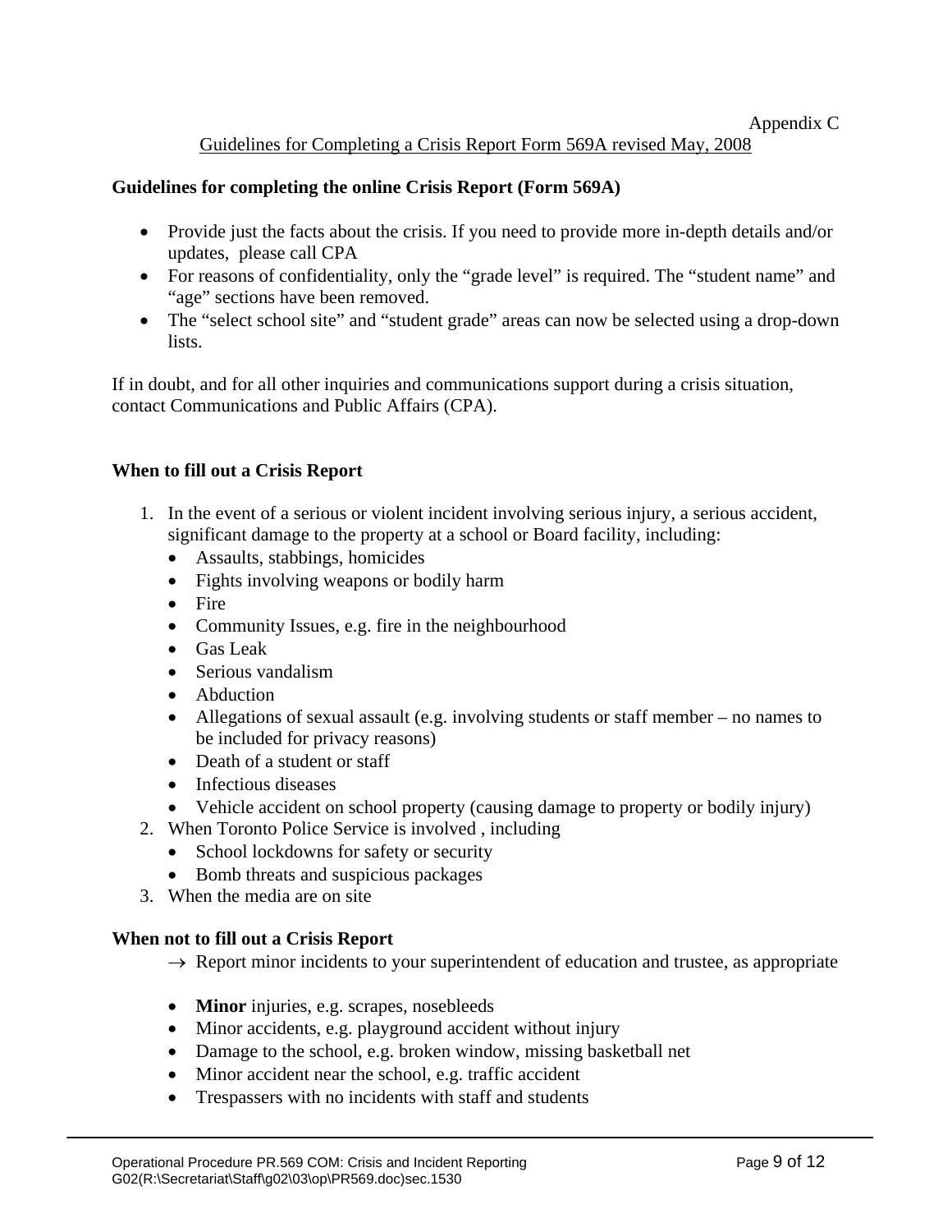Appendix C

Guidelines for Completing a Crisis Report Form 569A revised May, 2008

**Guidelines for completing the online Crisis Report (Form 569A)**

- Provide just the facts about the crisis. If you need to provide more in-depth details and/or updates,  please call CPA
- For reasons of confidentiality, only the "grade level" is required. The "student name" and "age" sections have been removed.
- The "select school site" and "student grade" areas can now be selected using a drop-down lists.

If in doubt, and for all other inquiries and communications support during a crisis situation, contact Communications and Public Affairs (CPA).

**When to fill out a Crisis Report**

1. In the event of a serious or violent incident involving serious injury, a serious accident, significant damage to the property at a school or Board facility, including:
   - Assaults, stabbings, homicides
   - Fights involving weapons or bodily harm
   - Fire
   - Community Issues, e.g. fire in the neighbourhood
   - Gas Leak
   - Serious vandalism
   - Abduction
   - Allegations of sexual assault (e.g. involving students or staff member – no names to be included for privacy reasons)
   - Death of a student or staff
   - Infectious diseases
   - Vehicle accident on school property (causing damage to property or bodily injury)
2. When Toronto Police Service is involved , including
   - School lockdowns for safety or security
   - Bomb threats and suspicious packages
3. When the media are on site

**When not to fill out a Crisis Report**

→ Report minor incidents to your superintendent of education and trustee, as appropriate

- **Minor** injuries, e.g. scrapes, nosebleeds
- Minor accidents, e.g. playground accident without injury
- Damage to the school, e.g. broken window, missing basketball net
- Minor accident near the school, e.g. traffic accident
- Trespassers with no incidents with staff and students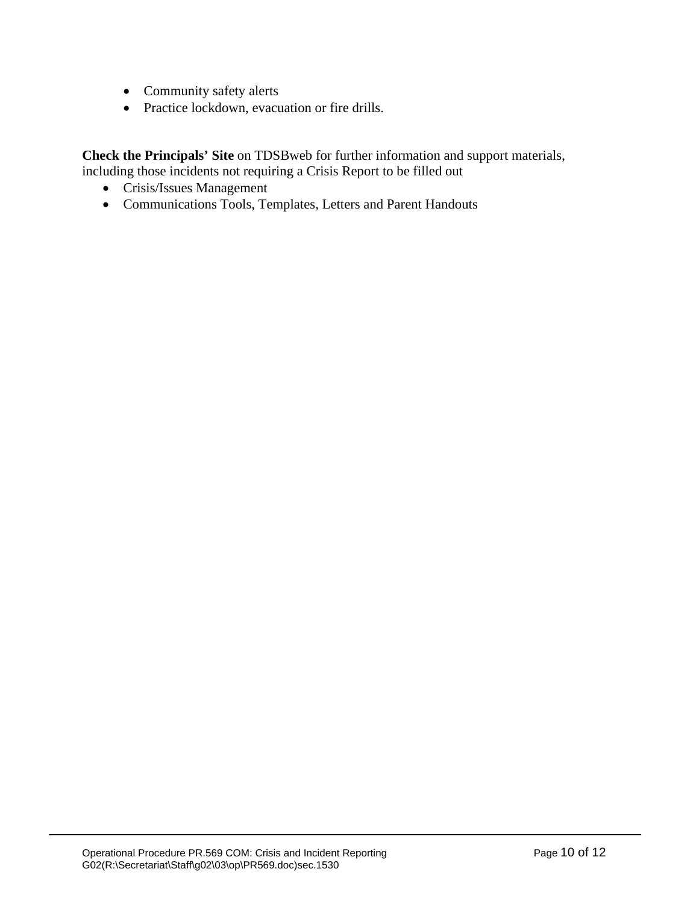- Community safety alerts
- Practice lockdown, evacuation or fire drills.

**Check the Principals' Site** on TDSBweb for further information and support materials, including those incidents not requiring a Crisis Report to be filled out

- Crisis/Issues Management
- Communications Tools, Templates, Letters and Parent Handouts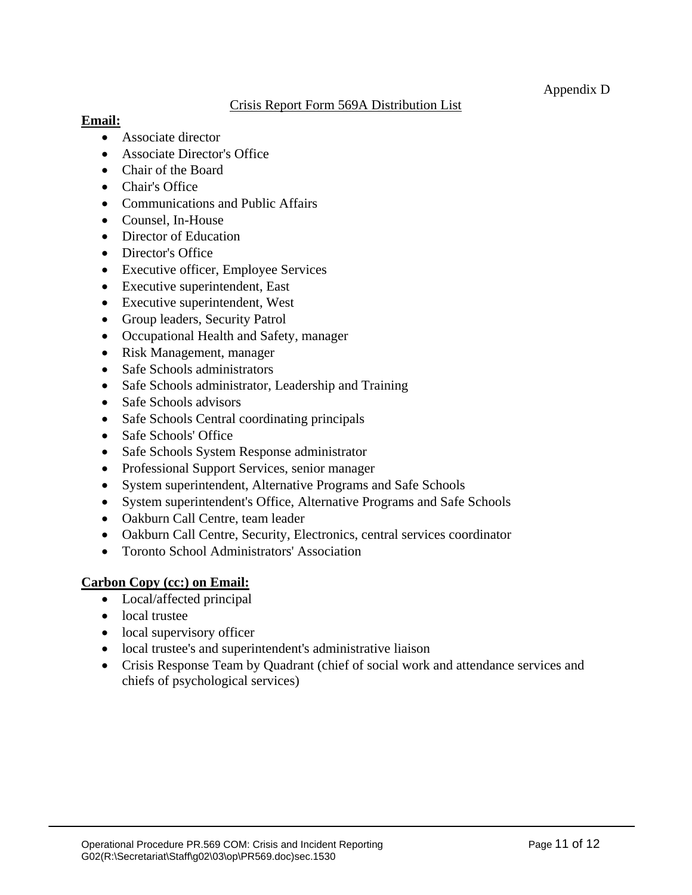Appendix D

Crisis Report Form 569A Distribution List

**Email:**

- Associate director
- Associate Director's Office
- Chair of the Board
- Chair's Office
- Communications and Public Affairs
- Counsel, In-House
- Director of Education
- Director's Office
- Executive officer, Employee Services
- Executive superintendent, East
- Executive superintendent, West
- Group leaders, Security Patrol
- Occupational Health and Safety, manager
- Risk Management, manager
- Safe Schools administrators
- Safe Schools administrator, Leadership and Training
- Safe Schools advisors
- Safe Schools Central coordinating principals
- Safe Schools' Office
- Safe Schools System Response administrator
- Professional Support Services, senior manager
- System superintendent, Alternative Programs and Safe Schools
- System superintendent's Office, Alternative Programs and Safe Schools
- Oakburn Call Centre, team leader
- Oakburn Call Centre, Security, Electronics, central services coordinator
- Toronto School Administrators' Association

**Carbon Copy (cc:) on Email:**

- Local/affected principal
- local trustee
- local supervisory officer
- local trustee's and superintendent's administrative liaison
- Crisis Response Team by Quadrant (chief of social work and attendance services and chiefs of psychological services)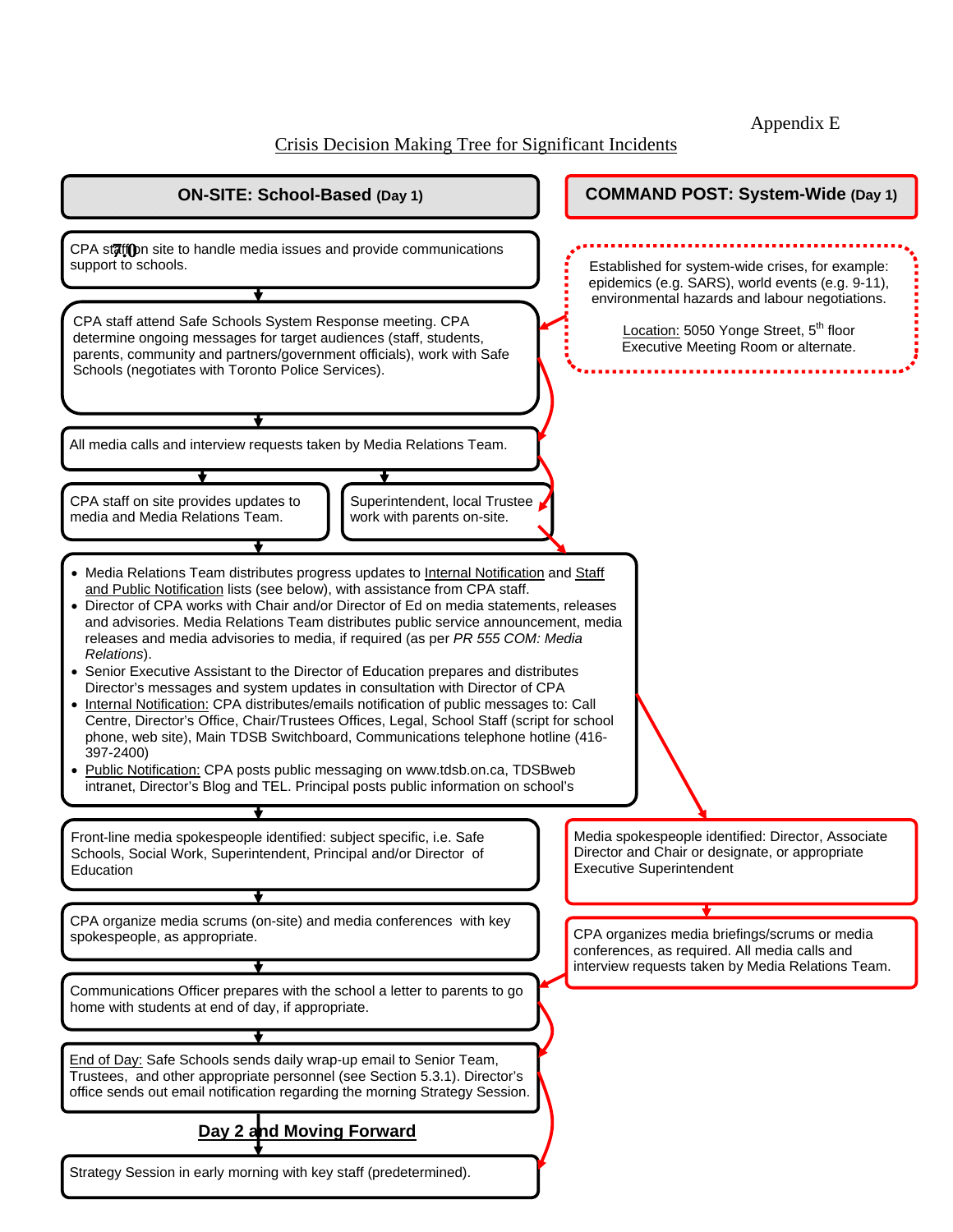Appendix E

## Crisis Decision Making Tree for Significant Incidents

### ON-SITE: School-Based (Day 1)

CPA staff on site to handle media issues and provide communications support to schools.

CPA staff attend Safe Schools System Response meeting. CPA determine ongoing messages for target audiences (staff, students, parents, community and partners/government officials), work with Safe Schools (negotiates with Toronto Police Services).

All media calls and interview requests taken by Media Relations Team.

CPA staff on site provides updates to media and Media Relations Team.

Superintendent, local Trustee work with parents on-site.

- Media Relations Team distributes progress updates to Internal Notification and Staff and Public Notification lists (see below), with assistance from CPA staff.
- Director of CPA works with Chair and/or Director of Ed on media statements, releases and advisories. Media Relations Team distributes public service announcement, media releases and media advisories to media, if required (as per *PR 555 COM: Media Relations*).
- Senior Executive Assistant to the Director of Education prepares and distributes Director's messages and system updates in consultation with Director of CPA
- Internal Notification: CPA distributes/emails notification of public messages to: Call Centre, Director's Office, Chair/Trustees Offices, Legal, School Staff (script for school phone, web site), Main TDSB Switchboard, Communications telephone hotline (416-397-2400)
- Public Notification: CPA posts public messaging on www.tdsb.on.ca, TDSBweb intranet, Director's Blog and TEL. Principal posts public information on school's

Front-line media spokespeople identified: subject specific, i.e. Safe Schools, Social Work, Superintendent, Principal and/or Director of Education

CPA organize media scrums (on-site) and media conferences with key spokespeople, as appropriate.

Communications Officer prepares with the school a letter to parents to go home with students at end of day, if appropriate.

End of Day: Safe Schools sends daily wrap-up email to Senior Team, Trustees, and other appropriate personnel (see Section 5.3.1). Director's office sends out email notification regarding the morning Strategy Session.

### Day 2 and Moving Forward

Strategy Session in early morning with key staff (predetermined).

### COMMAND POST: System-Wide (Day 1)

Established for system-wide crises, for example: epidemics (e.g. SARS), world events (e.g. 9-11), environmental hazards and labour negotiations.

Location: 5050 Yonge Street, 5th floor Executive Meeting Room or alternate.

Media spokespeople identified: Director, Associate Director and Chair or designate, or appropriate Executive Superintendent

CPA organizes media briefings/scrums or media conferences, as required. All media calls and interview requests taken by Media Relations Team.